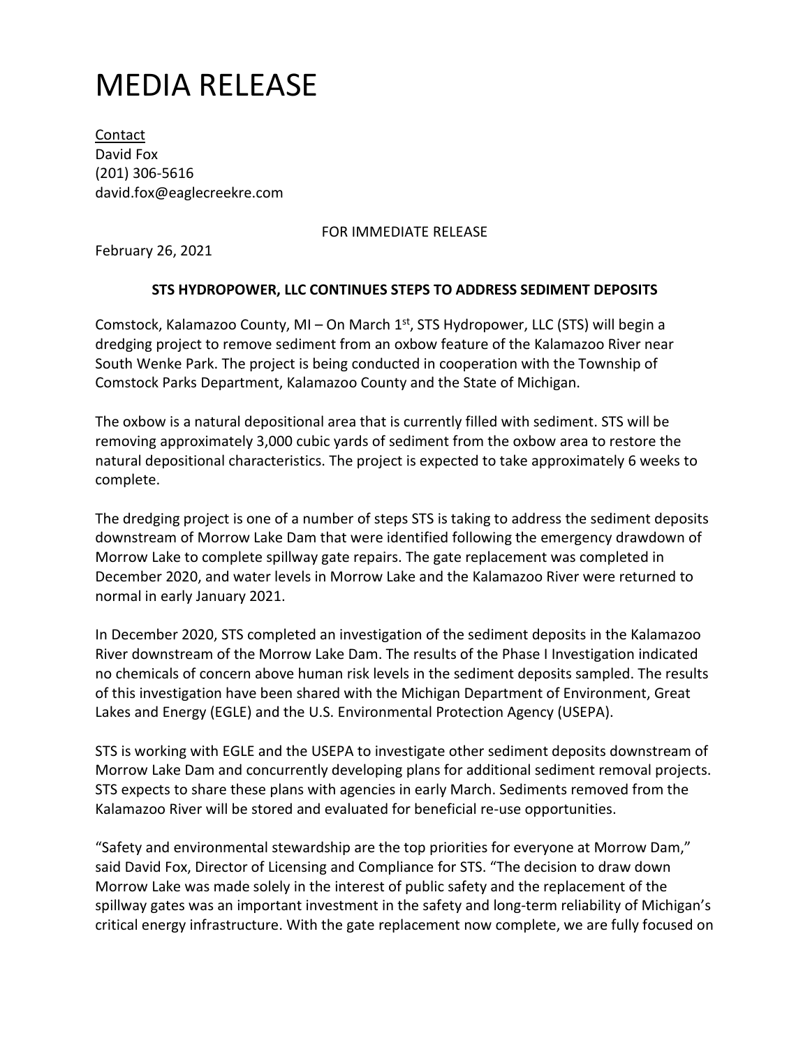# MEDIA RELEASE

Contact
David Fox
(201) 306-5616
david.fox@eaglecreekre.com

FOR IMMEDIATE RELEASE

February 26, 2021

**STS HYDROPOWER, LLC CONTINUES STEPS TO ADDRESS SEDIMENT DEPOSITS**

Comstock, Kalamazoo County, MI – On March 1st, STS Hydropower, LLC (STS) will begin a dredging project to remove sediment from an oxbow feature of the Kalamazoo River near South Wenke Park. The project is being conducted in cooperation with the Township of Comstock Parks Department, Kalamazoo County and the State of Michigan.

The oxbow is a natural depositional area that is currently filled with sediment. STS will be removing approximately 3,000 cubic yards of sediment from the oxbow area to restore the natural depositional characteristics. The project is expected to take approximately 6 weeks to complete.

The dredging project is one of a number of steps STS is taking to address the sediment deposits downstream of Morrow Lake Dam that were identified following the emergency drawdown of Morrow Lake to complete spillway gate repairs. The gate replacement was completed in December 2020, and water levels in Morrow Lake and the Kalamazoo River were returned to normal in early January 2021.

In December 2020, STS completed an investigation of the sediment deposits in the Kalamazoo River downstream of the Morrow Lake Dam. The results of the Phase I Investigation indicated no chemicals of concern above human risk levels in the sediment deposits sampled. The results of this investigation have been shared with the Michigan Department of Environment, Great Lakes and Energy (EGLE) and the U.S. Environmental Protection Agency (USEPA).

STS is working with EGLE and the USEPA to investigate other sediment deposits downstream of Morrow Lake Dam and concurrently developing plans for additional sediment removal projects. STS expects to share these plans with agencies in early March. Sediments removed from the Kalamazoo River will be stored and evaluated for beneficial re-use opportunities.

"Safety and environmental stewardship are the top priorities for everyone at Morrow Dam," said David Fox, Director of Licensing and Compliance for STS. "The decision to draw down Morrow Lake was made solely in the interest of public safety and the replacement of the spillway gates was an important investment in the safety and long-term reliability of Michigan's critical energy infrastructure. With the gate replacement now complete, we are fully focused on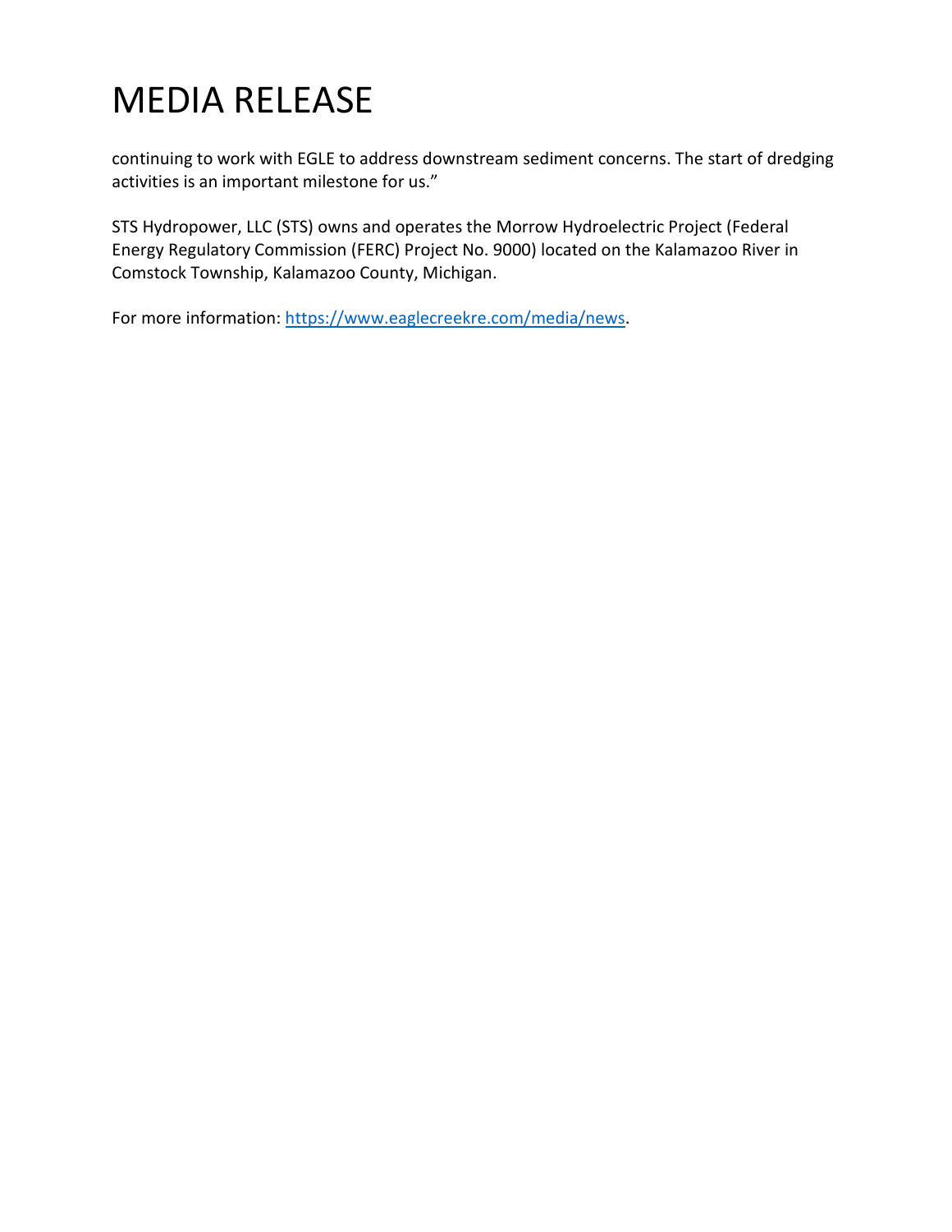continuing to work with EGLE to address downstream sediment concerns. The start of dredging activities is an important milestone for us."

STS Hydropower, LLC (STS) owns and operates the Morrow Hydroelectric Project (Federal Energy Regulatory Commission (FERC) Project No. 9000) located on the Kalamazoo River in Comstock Township, Kalamazoo County, Michigan.

For more information: https://www.eaglecreekre.com/media/news.